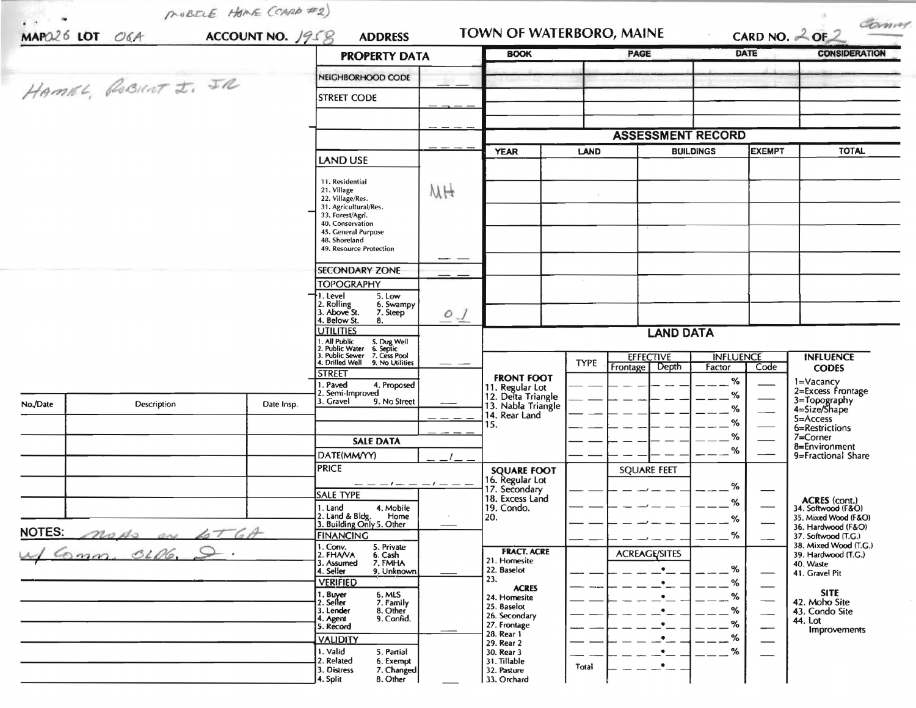MOBILE HOME (CARD #2)

MAP 026 LOT 06A ACCOUNT NO. 1958 ADDRESS

TOWN OF WATERBORO, MAINE

CARD NO. 2 OF 2 Comm.

HAMEL, ROBERT I. JR

## PROPERTY DATA

| | |
|---|---|
| NEIGHBORHOOD CODE | |
| STREET CODE | |
| | |
| | |

| BOOK | PAGE | DATE | CONSIDERATION |
|---|---|---|---|
| | | | |
| | | | |
| | | | |
| | | | |

**LAND USE**

11. Residential
21. Village
22. Village/Res.
31. Agricultural/Res.
33. Forest/Agri.
40. Conservation
45. General Purpose
48. Shoreland
49. Resource Protection

MH

**SECONDARY ZONE**

**TOPOGRAPHY**

1. Level
2. Rolling
3. Above St.
4. Below St.
5. Low
6. Swampy
7. Steep
8.

0 1

**UTILITIES**

1. All Public
2. Public Water
3. Public Sewer
4. Drilled Well
5. Dug Well
6. Septic
7. Cess Pool
9. No Utilities

**STREET**

1. Paved
2. Semi-Improved
3. Gravel
4. Proposed
9. No Street

## ASSESSMENT RECORD

| YEAR | LAND | BUILDINGS | EXEMPT | TOTAL |
|---|---|---|---|---|
| | | | | |
| | | | | |
| | | | | |
| | | | | |
| | | | | |
| | | | | |

## LAND DATA

| | TYPE | EFFECTIVE Frontage | EFFECTIVE Depth | INFLUENCE Factor | INFLUENCE Code |
|---|---|---|---|---|---|
| FRONT FOOT 11. Regular Lot 12. Delta Triangle 13. Nabla Triangle 14. Rear Land 15. | | | | % | |
| SQUARE FOOT 16. Regular Lot 17. Secondary 18. Excess Land 19. Condo. 20. | | SQUARE FEET | | % | |
| FRACT. ACRE 21. Homesite 22. Baselot 23. ACRES 24. Homesite 25. Baselot 26. Secondary 27. Frontage 28. Rear 1 29. Rear 2 30. Rear 3 31. Tillable 32. Pasture 33. Orchard | Total | ACREAGE/SITES | | % | |

**INFLUENCE CODES**

1=Vacancy
2=Excess Frontage
3=Topography
4=Size/Shape
5=Access
6=Restrictions
7=Corner
8=Environment
9=Fractional Share

**ACRES (cont.)**
34. Softwood (F&O)
35. Mixed Wood (F&O)
36. Hardwood (F&O)
37. Softwood (T.G.)
38. Mixed Wood (T.G.)
39. Hardwood (T.G.)
40. Waste
41. Gravel Pit

**SITE**
42. Moho Site
43. Condo Site
44. Lot Improvements

| No./Date | Description | Date Insp. |
|---|---|---|
| | | |
| | | |
| | | |
| | | |
| | | |
| | | |

## SALE DATA

DATE(MM/YY)

PRICE

**SALE TYPE**
1. Land
2. Land & Bldg.
3. Building Only
4. Mobile Home
5. Other

**FINANCING**
1. Conv.
2. FHA/VA
3. Assumed
4. Seller
5. Private
6. Cash
7. FMHA
9. Unknown

**VERIFIED**
1. Buyer
2. Seller
3. Lender
4. Agent
5. Record
6. MLS
7. Family
8. Other
9. Confid.

**VALIDITY**
1. Valid
2. Related
3. Distress
4. Split
5. Partial
6. Exempt
7. Changed
8. Other

NOTES: moho on 6T 6A w/ Comm. Bldg. I.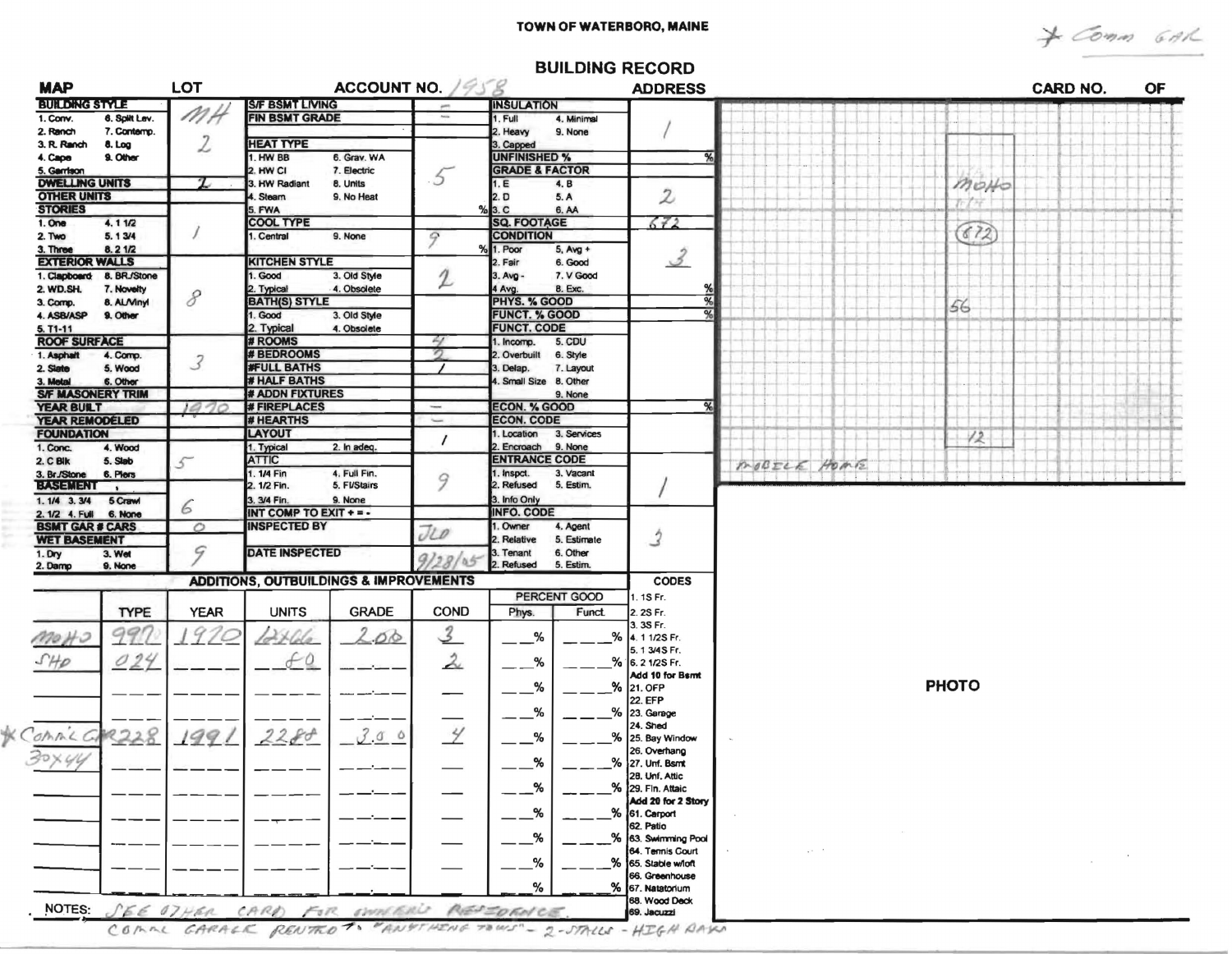# TOWN OF WATERBORO, MAINE

*Comm GAR

## BUILDING RECORD

**MAP** | **LOT** | **ACCOUNT NO.** 1958 | **ADDRESS** | **CARD NO.** | **OF**

| | | | | | |
|---|---|---|---|---|---|
| **BUILDING STYLE** 1. Conv. 6. Split Lev. 2. Ranch 7. Contemp. 3. R. Ranch 8. Log 4. Cape 9. Other 5. Garrison | MH 2 | **S/F BSMT LIVING** | – | **INSULATION** 1. Full 4. Minimal 2. Heavy 9. None 3. Capped | 1 |
| | | **FIN BSMT GRADE** | – | | |
| | | **HEAT TYPE** 1. HW BB 6. Grav. WA 2. HW CI 7. Electric 3. HW Radiant 8. Units 4. Steam 9. No Heat 5. FWA | 5 % | **UNFINISHED %** | % |
| **DWELLING UNITS** | 1 | | | **GRADE & FACTOR** 1. E 4. B 2. D 5. A 3. C 6. AA | 2 |
| **OTHER UNITS** | | | | | |
| **STORIES** 1. One 4. 1 1/2 2. Two 5. 1 3/4 3. Three 8. 2 1/2 | 1 | **COOL TYPE** 1. Central 9. None | 9 % | **SQ. FOOTAGE** | 672 |
| **EXTERIOR WALLS** 1. Clapboard 6. BR./Stone 2. WD.SH. 7. Novelty 3. Comp. 8. AL/Vinyl 4. ASB/ASP 9. Other 5. T1-11 | 8 | **KITCHEN STYLE** 1. Good 3. Old Style 2. Typical 4. Obsolete | 2 | **CONDITION** 1. Poor 5. Avg + 2. Fair 6. Good 3. Avg - 7. V Good 4 Avg. 8. Exc. | 3 |
| | | **BATH(S) STYLE** 1. Good 3. Old Style 2. Typical 4. Obsolete | | **PHYS. % GOOD** | % |
| | | | | **FUNCT. % GOOD** | % |
| **ROOF SURFACE** 1. Asphalt 4. Comp. 2. Slate 5. Wood 3. Metal 6. Other | 3 | **# ROOMS** | 4 | **FUNCT. CODE** 1. Incomp. 5. CDU 2. Overbuilt 6. Style 3. Delap. 7. Layout 4. Small Size 8. Other 9. None | |
| | | **# BEDROOMS** | 2 | | |
| | | **#FULL BATHS** | 1 | | |
| | | **# HALF BATHS** | | | |
| **S/F MASONERY TRIM** | | **# ADDN FIXTURES** | | | |
| **YEAR BUILT** | 1970 | **# FIREPLACES** | – | **ECON. % GOOD** | % |
| **YEAR REMODELED** | | **# HEARTHS** | – | **ECON. CODE** 1. Location 3. Services 2. Encroach 9. None | |
| **FOUNDATION** 1. Conc. 4. Wood 2. C Blk 5. Slab 3. Br./Stone 6. Piers | 5 | **LAYOUT** 1. Typical 2. In adeq. | 1 | | |
| **BASEMENT** 1. 1/4 3. 3/4 5 Crawl 2. 1/2 4. Full 6. None | 6 | **ATTIC** 1. 1/4 Fin 4. Full Fin. 2. 1/2 Fin. 5. Fl/Stairs 3. 3/4 Fin. 9. None | 9 | **ENTRANCE CODE** 1. Inspct. 3. Vacant 2. Refused 5. Estim. 3. Info Only | 1 |
| **BSMT GAR # CARS** | 0 | **INT COMP TO EXIT + = -** | | | |
| **WET BASEMENT** 1. Dry 3. Wet 2. Damp 9. None | 9 | **INSPECTED BY** | JLO | **INFO. CODE** 1. Owner 4. Agent 2. Relative 5. Estimate 3. Tenant 6. Other 2. Refused 5. Estim. | 3 |
| | | **DATE INSPECTED** | 9/28/05 | | |

## ADDITIONS, OUTBUILDINGS & IMPROVEMENTS

| | TYPE | YEAR | UNITS | GRADE | COND | PERCENT GOOD Phys. | Funct. |
|---|---|---|---|---|---|---|---|
| MoHo | 997 | 1970 | 12x66 | 2.00 | 3 | % | % |
| SHD | 024 | | 80 | | 2 | % | % |
| | | | | | | % | % |
| | | | | | | % | % |
| *Comm'l GAR 30x44 | 228 | 1991 | 2280 | 3.00 | 4 | % | % |
| | | | | | | % | % |
| | | | | | | % | % |
| | | | | | | % | % |
| | | | | | | % | % |
| | | | | | | % | % |
| | | | | | | % | % |

**CODES**
1. 1S Fr.
2. 2S Fr.
3. 3S Fr.
4. 1 1/2S Fr.
5. 1 3/4S Fr.
6. 2 1/2S Fr.
Add 10 for Bsmt
21. OFP
22. EFP
23. Garage
24. Shed
25. Bay Window
26. Overhang
27. Unf. Bsmt
28. Unf. Attic
29. Fin. Attaic
Add 20 for 2 Story
61. Carport
62. Patio
63. Swimming Pool
64. Tennis Court
65. Stable w/loft
66. Greenhouse
67. Natatorium
68. Wood Deck
69. Jacuzzi

**NOTES:** SEE OTHER CARD FOR OWNERS RESIDENCE.
COMM'L GARAGE RENTED TO "ANYTHING TOWS" – 2-STALLS – HIGH RAKE

MoHo 12x

(672)

56

12

MOBILE HOME

PHOTO